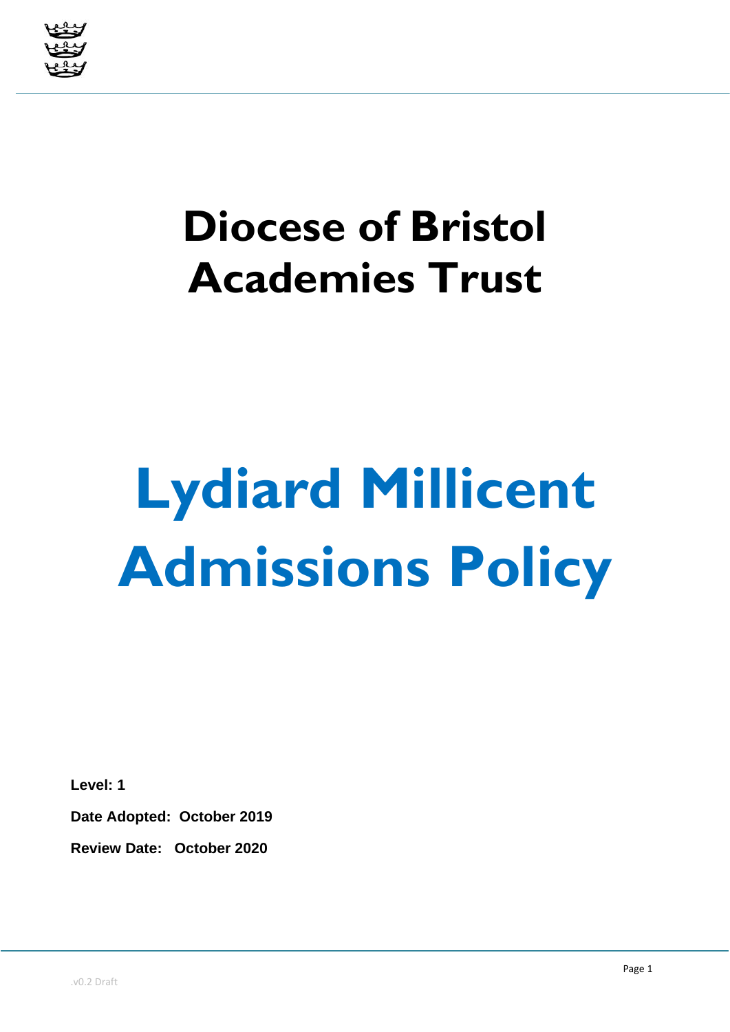# Diocese of Bristol Academies Trust

# Lydiard Millicent Admissions Policy

**Level: 1**

**Date Adopted: October 2019**

**Review Date: October 2020**

.v0.2 Draft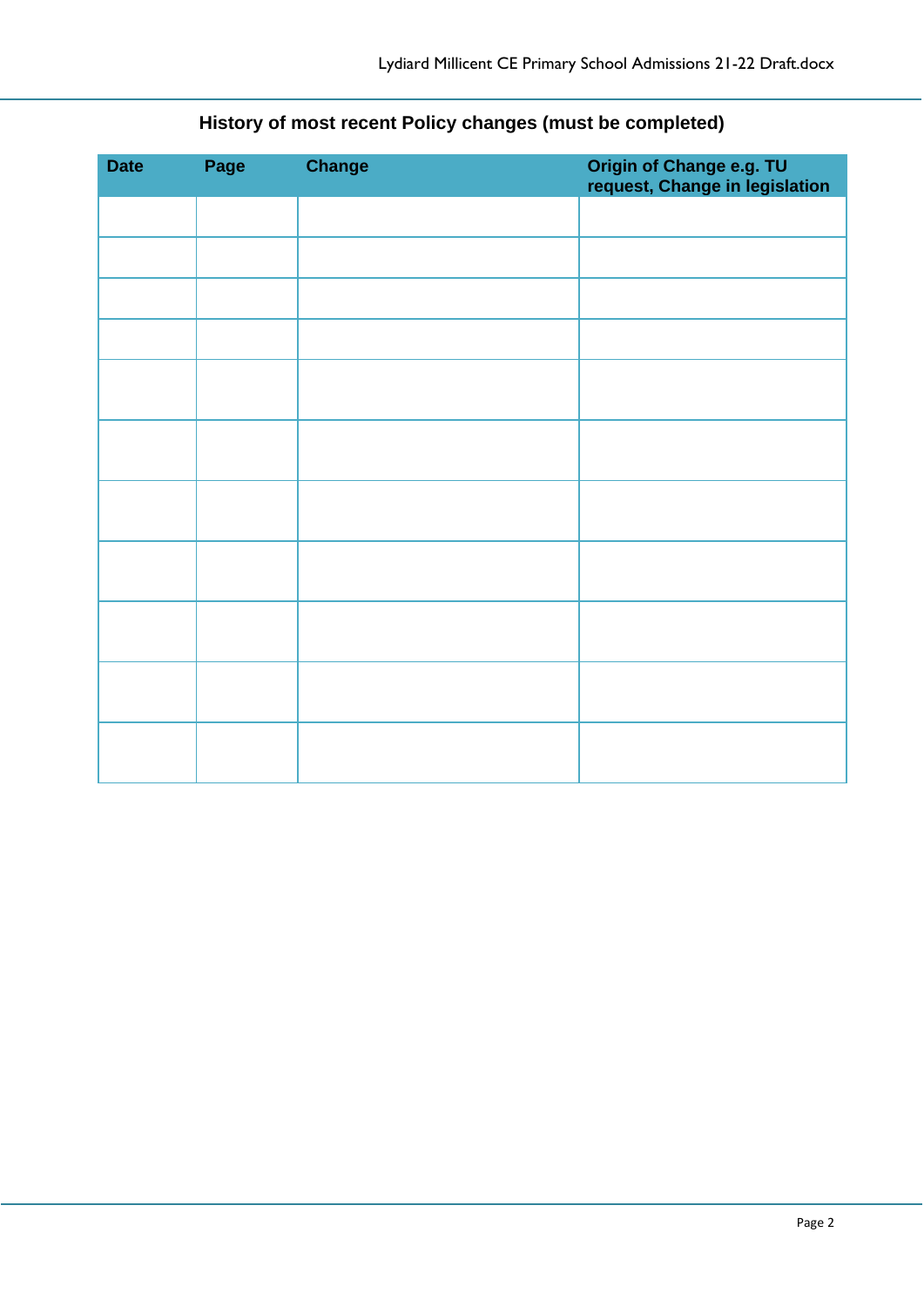**History of most recent Policy changes (must be completed)**

| Date | Page | Change | Origin of Change e.g. TU request, Change in legislation |
|---|---|---|---|
| | | | |
| | | | |
| | | | |
| | | | |
| | | | |
| | | | |
| | | | |
| | | | |
| | | | |
| | | | |
| | | | |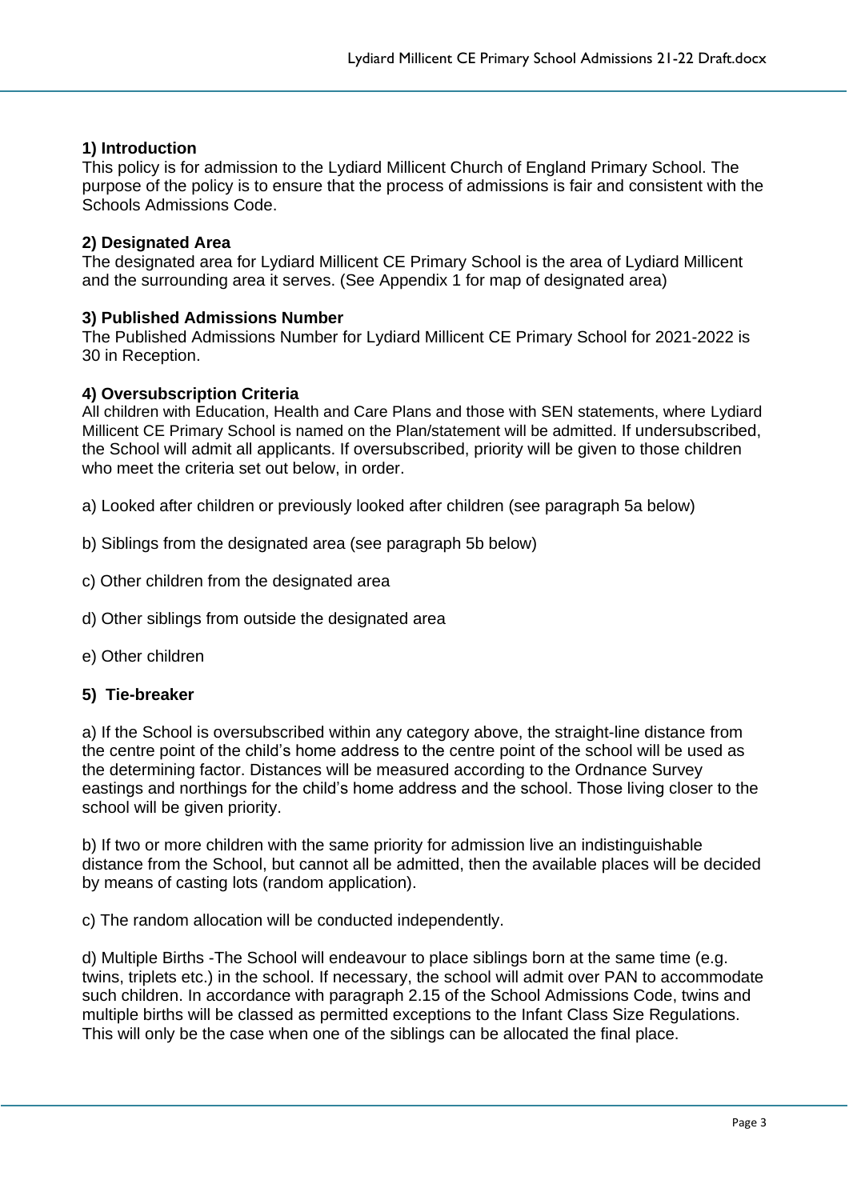**1) Introduction**
This policy is for admission to the Lydiard Millicent Church of England Primary School. The purpose of the policy is to ensure that the process of admissions is fair and consistent with the Schools Admissions Code.

**2) Designated Area**
The designated area for Lydiard Millicent CE Primary School is the area of Lydiard Millicent and the surrounding area it serves. (See Appendix 1 for map of designated area)

**3) Published Admissions Number**
The Published Admissions Number for Lydiard Millicent CE Primary School for 2021-2022 is 30 in Reception.

**4) Oversubscription Criteria**
All children with Education, Health and Care Plans and those with SEN statements, where Lydiard Millicent CE Primary School is named on the Plan/statement will be admitted. If undersubscribed, the School will admit all applicants. If oversubscribed, priority will be given to those children who meet the criteria set out below, in order.

a) Looked after children or previously looked after children (see paragraph 5a below)

b) Siblings from the designated area (see paragraph 5b below)

c) Other children from the designated area

d) Other siblings from outside the designated area

e) Other children

**5) Tie-breaker**

a) If the School is oversubscribed within any category above, the straight-line distance from the centre point of the child's home address to the centre point of the school will be used as the determining factor. Distances will be measured according to the Ordnance Survey eastings and northings for the child's home address and the school. Those living closer to the school will be given priority.

b) If two or more children with the same priority for admission live an indistinguishable distance from the School, but cannot all be admitted, then the available places will be decided by means of casting lots (random application).

c) The random allocation will be conducted independently.

d) Multiple Births -The School will endeavour to place siblings born at the same time (e.g. twins, triplets etc.) in the school. If necessary, the school will admit over PAN to accommodate such children. In accordance with paragraph 2.15 of the School Admissions Code, twins and multiple births will be classed as permitted exceptions to the Infant Class Size Regulations. This will only be the case when one of the siblings can be allocated the final place.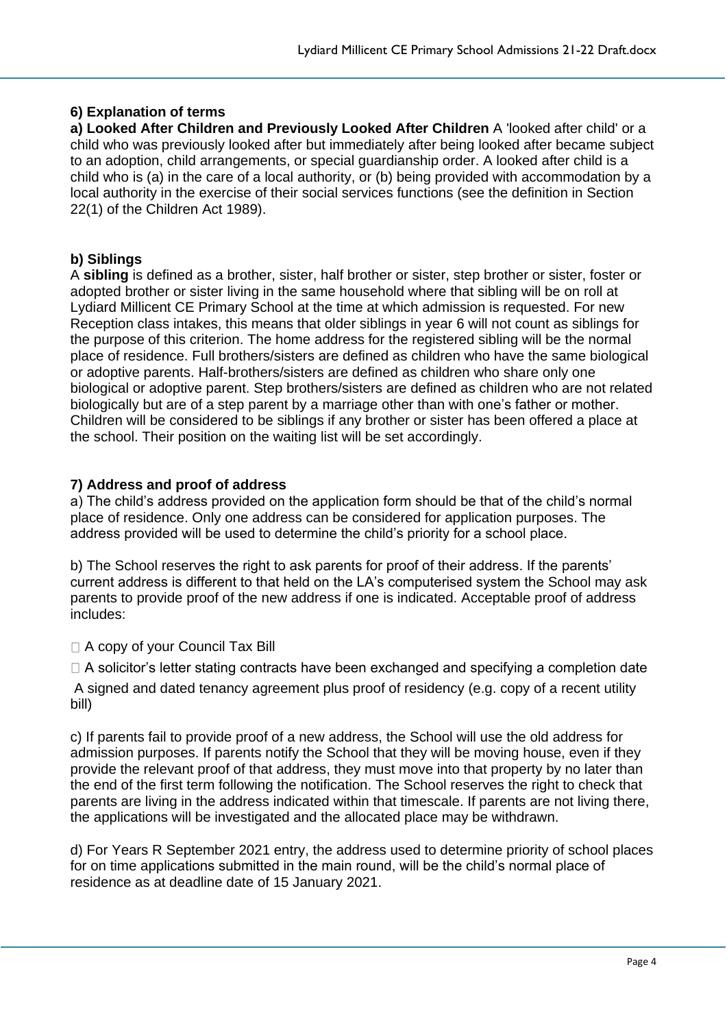### 6) Explanation of terms

**a) Looked After Children and Previously Looked After Children** A 'looked after child' or a child who was previously looked after but immediately after being looked after became subject to an adoption, child arrangements, or special guardianship order. A looked after child is a child who is (a) in the care of a local authority, or (b) being provided with accommodation by a local authority in the exercise of their social services functions (see the definition in Section 22(1) of the Children Act 1989).

**b) Siblings**

A **sibling** is defined as a brother, sister, half brother or sister, step brother or sister, foster or adopted brother or sister living in the same household where that sibling will be on roll at Lydiard Millicent CE Primary School at the time at which admission is requested. For new Reception class intakes, this means that older siblings in year 6 will not count as siblings for the purpose of this criterion. The home address for the registered sibling will be the normal place of residence. Full brothers/sisters are defined as children who have the same biological or adoptive parents. Half-brothers/sisters are defined as children who share only one biological or adoptive parent. Step brothers/sisters are defined as children who are not related biologically but are of a step parent by a marriage other than with one's father or mother. Children will be considered to be siblings if any brother or sister has been offered a place at the school. Their position on the waiting list will be set accordingly.

### 7) Address and proof of address

a) The child's address provided on the application form should be that of the child's normal place of residence. Only one address can be considered for application purposes. The address provided will be used to determine the child's priority for a school place.

b) The School reserves the right to ask parents for proof of their address. If the parents' current address is different to that held on the LA's computerised system the School may ask parents to provide proof of the new address if one is indicated. Acceptable proof of address includes:

- A copy of your Council Tax Bill
- A solicitor's letter stating contracts have been exchanged and specifying a completion date
- A signed and dated tenancy agreement plus proof of residency (e.g. copy of a recent utility bill)

c) If parents fail to provide proof of a new address, the School will use the old address for admission purposes. If parents notify the School that they will be moving house, even if they provide the relevant proof of that address, they must move into that property by no later than the end of the first term following the notification. The School reserves the right to check that parents are living in the address indicated within that timescale. If parents are not living there, the applications will be investigated and the allocated place may be withdrawn.

d) For Years R September 2021 entry, the address used to determine priority of school places for on time applications submitted in the main round, will be the child's normal place of residence as at deadline date of 15 January 2021.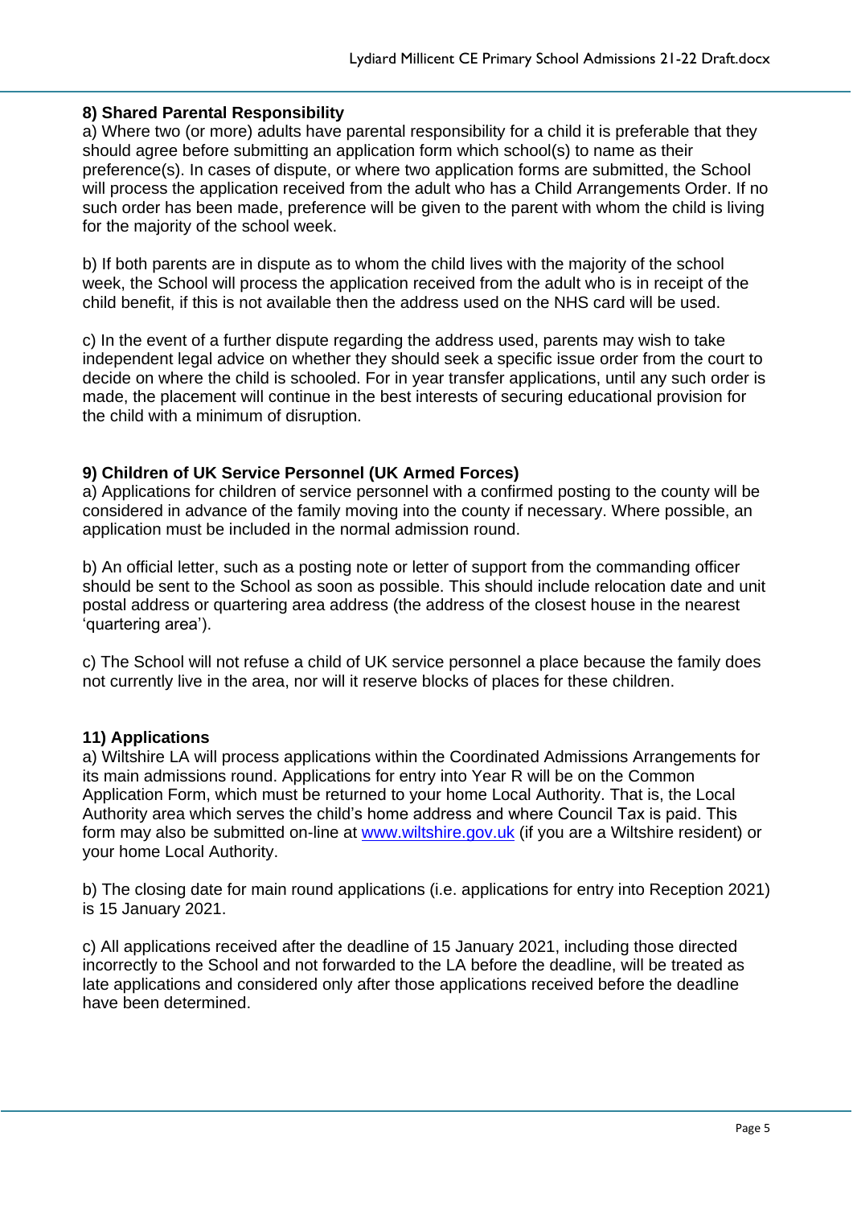**8) Shared Parental Responsibility**

a) Where two (or more) adults have parental responsibility for a child it is preferable that they should agree before submitting an application form which school(s) to name as their preference(s). In cases of dispute, or where two application forms are submitted, the School will process the application received from the adult who has a Child Arrangements Order. If no such order has been made, preference will be given to the parent with whom the child is living for the majority of the school week.

b) If both parents are in dispute as to whom the child lives with the majority of the school week, the School will process the application received from the adult who is in receipt of the child benefit, if this is not available then the address used on the NHS card will be used.

c) In the event of a further dispute regarding the address used, parents may wish to take independent legal advice on whether they should seek a specific issue order from the court to decide on where the child is schooled. For in year transfer applications, until any such order is made, the placement will continue in the best interests of securing educational provision for the child with a minimum of disruption.

**9) Children of UK Service Personnel (UK Armed Forces)**

a) Applications for children of service personnel with a confirmed posting to the county will be considered in advance of the family moving into the county if necessary. Where possible, an application must be included in the normal admission round.

b) An official letter, such as a posting note or letter of support from the commanding officer should be sent to the School as soon as possible. This should include relocation date and unit postal address or quartering area address (the address of the closest house in the nearest 'quartering area').

c) The School will not refuse a child of UK service personnel a place because the family does not currently live in the area, nor will it reserve blocks of places for these children.

**11) Applications**

a) Wiltshire LA will process applications within the Coordinated Admissions Arrangements for its main admissions round. Applications for entry into Year R will be on the Common Application Form, which must be returned to your home Local Authority. That is, the Local Authority area which serves the child's home address and where Council Tax is paid. This form may also be submitted on-line at [www.wiltshire.gov.uk](www.wiltshire.gov.uk) (if you are a Wiltshire resident) or your home Local Authority.

b) The closing date for main round applications (i.e. applications for entry into Reception 2021) is 15 January 2021.

c) All applications received after the deadline of 15 January 2021, including those directed incorrectly to the School and not forwarded to the LA before the deadline, will be treated as late applications and considered only after those applications received before the deadline have been determined.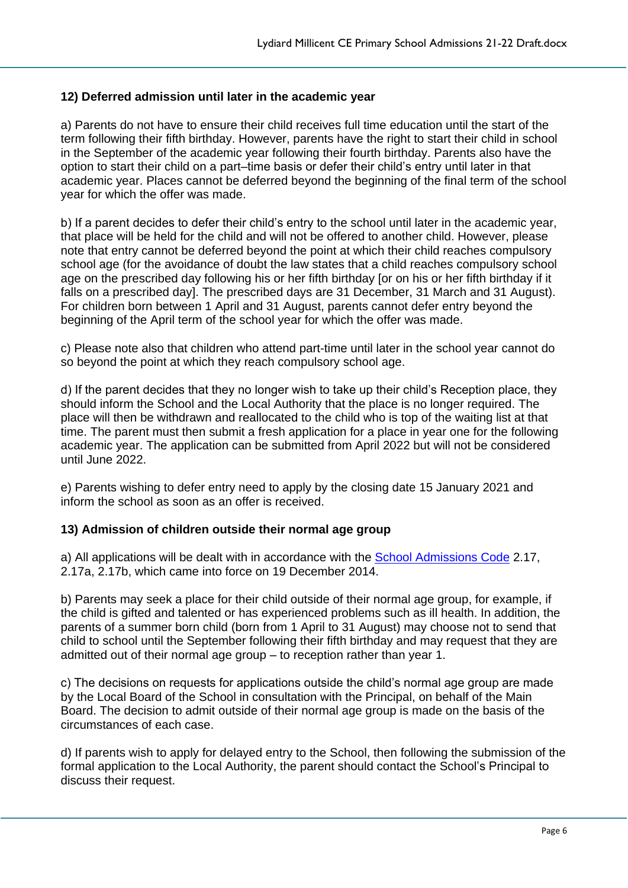### 12) Deferred admission until later in the academic year

a) Parents do not have to ensure their child receives full time education until the start of the term following their fifth birthday. However, parents have the right to start their child in school in the September of the academic year following their fourth birthday. Parents also have the option to start their child on a part–time basis or defer their child's entry until later in that academic year. Places cannot be deferred beyond the beginning of the final term of the school year for which the offer was made.

b) If a parent decides to defer their child's entry to the school until later in the academic year, that place will be held for the child and will not be offered to another child. However, please note that entry cannot be deferred beyond the point at which their child reaches compulsory school age (for the avoidance of doubt the law states that a child reaches compulsory school age on the prescribed day following his or her fifth birthday [or on his or her fifth birthday if it falls on a prescribed day]. The prescribed days are 31 December, 31 March and 31 August). For children born between 1 April and 31 August, parents cannot defer entry beyond the beginning of the April term of the school year for which the offer was made.

c) Please note also that children who attend part-time until later in the school year cannot do so beyond the point at which they reach compulsory school age.

d) If the parent decides that they no longer wish to take up their child's Reception place, they should inform the School and the Local Authority that the place is no longer required. The place will then be withdrawn and reallocated to the child who is top of the waiting list at that time. The parent must then submit a fresh application for a place in year one for the following academic year. The application can be submitted from April 2022 but will not be considered until June 2022.

e) Parents wishing to defer entry need to apply by the closing date 15 January 2021 and inform the school as soon as an offer is received.

### 13) Admission of children outside their normal age group

a) All applications will be dealt with in accordance with the School Admissions Code 2.17, 2.17a, 2.17b, which came into force on 19 December 2014.

b) Parents may seek a place for their child outside of their normal age group, for example, if the child is gifted and talented or has experienced problems such as ill health. In addition, the parents of a summer born child (born from 1 April to 31 August) may choose not to send that child to school until the September following their fifth birthday and may request that they are admitted out of their normal age group – to reception rather than year 1.

c) The decisions on requests for applications outside the child's normal age group are made by the Local Board of the School in consultation with the Principal, on behalf of the Main Board. The decision to admit outside of their normal age group is made on the basis of the circumstances of each case.

d) If parents wish to apply for delayed entry to the School, then following the submission of the formal application to the Local Authority, the parent should contact the School's Principal to discuss their request.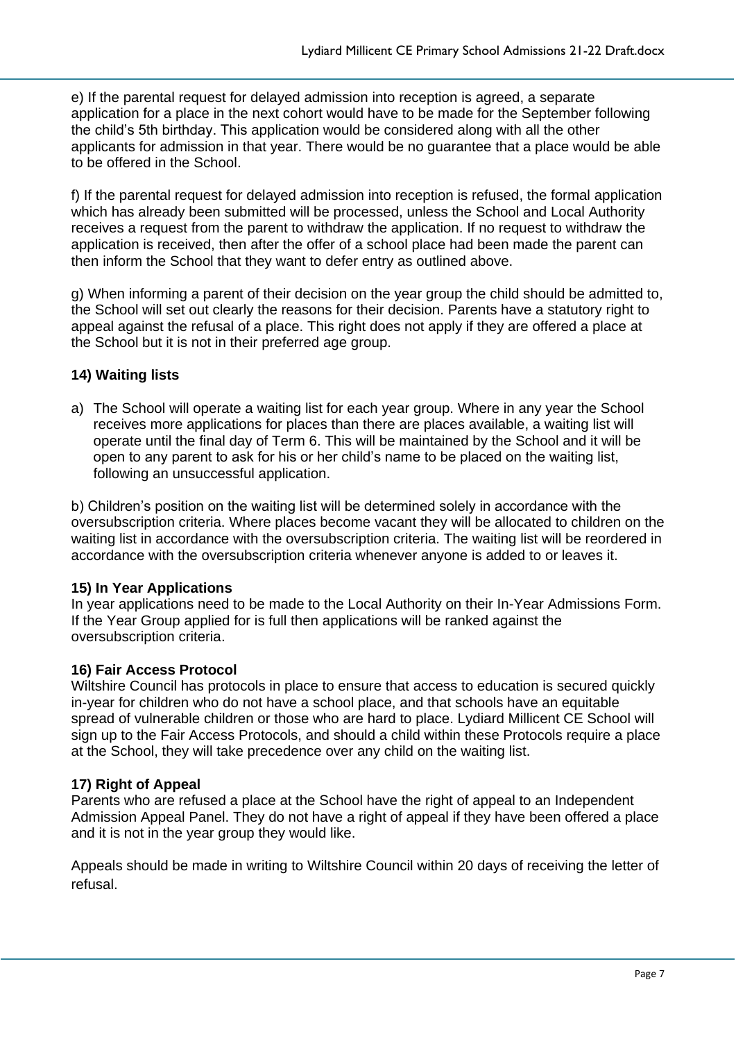e) If the parental request for delayed admission into reception is agreed, a separate application for a place in the next cohort would have to be made for the September following the child's 5th birthday. This application would be considered along with all the other applicants for admission in that year. There would be no guarantee that a place would be able to be offered in the School.

f) If the parental request for delayed admission into reception is refused, the formal application which has already been submitted will be processed, unless the School and Local Authority receives a request from the parent to withdraw the application. If no request to withdraw the application is received, then after the offer of a school place had been made the parent can then inform the School that they want to defer entry as outlined above.

g) When informing a parent of their decision on the year group the child should be admitted to, the School will set out clearly the reasons for their decision. Parents have a statutory right to appeal against the refusal of a place. This right does not apply if they are offered a place at the School but it is not in their preferred age group.

**14) Waiting lists**

a) The School will operate a waiting list for each year group. Where in any year the School receives more applications for places than there are places available, a waiting list will operate until the final day of Term 6. This will be maintained by the School and it will be open to any parent to ask for his or her child's name to be placed on the waiting list, following an unsuccessful application.

b) Children's position on the waiting list will be determined solely in accordance with the oversubscription criteria. Where places become vacant they will be allocated to children on the waiting list in accordance with the oversubscription criteria. The waiting list will be reordered in accordance with the oversubscription criteria whenever anyone is added to or leaves it.

**15) In Year Applications**

In year applications need to be made to the Local Authority on their In-Year Admissions Form. If the Year Group applied for is full then applications will be ranked against the oversubscription criteria.

**16) Fair Access Protocol**

Wiltshire Council has protocols in place to ensure that access to education is secured quickly in-year for children who do not have a school place, and that schools have an equitable spread of vulnerable children or those who are hard to place. Lydiard Millicent CE School will sign up to the Fair Access Protocols, and should a child within these Protocols require a place at the School, they will take precedence over any child on the waiting list.

**17) Right of Appeal**

Parents who are refused a place at the School have the right of appeal to an Independent Admission Appeal Panel. They do not have a right of appeal if they have been offered a place and it is not in the year group they would like.

Appeals should be made in writing to Wiltshire Council within 20 days of receiving the letter of refusal.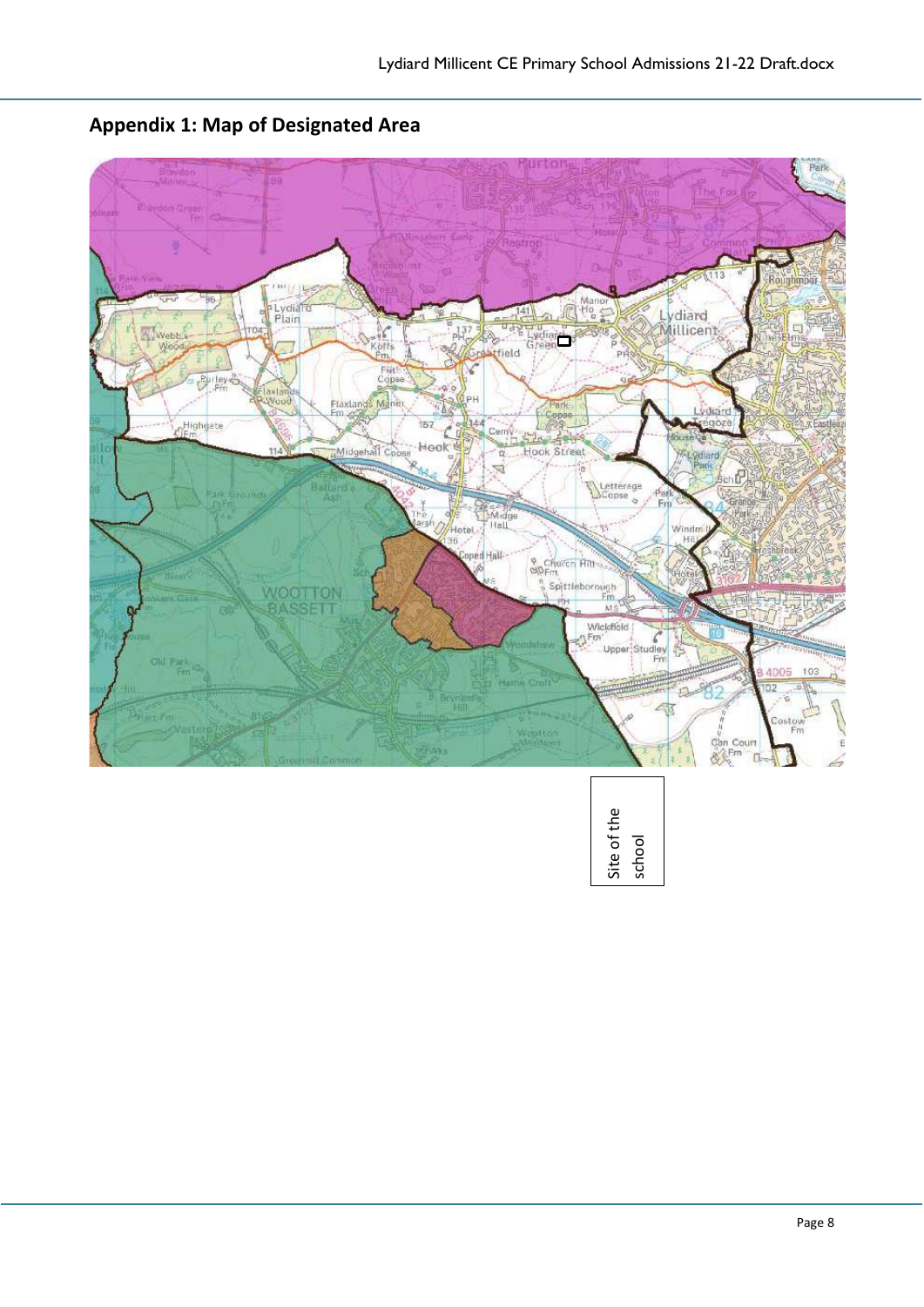## Appendix 1: Map of Designated Area

Site of the school